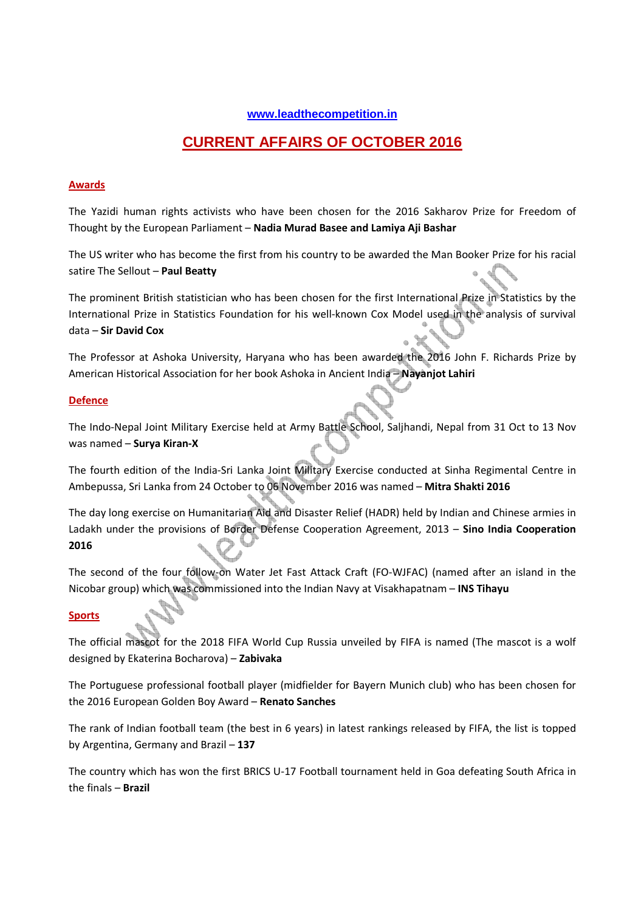www.leadthecompetition.in

# CURRENT AFFAIRS OF OCTOBER 2016

## Awards

The Yazidi human rights activists who have been chosen for the 2016 Sakharov Prize for Freedom of Thought by the European Parliament – **Nadia Murad Basee and Lamiya Aji Bashar**

The US writer who has become the first from his country to be awarded the Man Booker Prize for his racial satire The Sellout – **Paul Beatty**

The prominent British statistician who has been chosen for the first International Prize in Statistics by the International Prize in Statistics Foundation for his well-known Cox Model used in the analysis of survival data – **Sir David Cox**

The Professor at Ashoka University, Haryana who has been awarded the 2016 John F. Richards Prize by American Historical Association for her book Ashoka in Ancient India – **Nayanjot Lahiri**

## Defence

The Indo-Nepal Joint Military Exercise held at Army Battle School, Saljhandi, Nepal from 31 Oct to 13 Nov was named – **Surya Kiran-X**

The fourth edition of the India-Sri Lanka Joint Military Exercise conducted at Sinha Regimental Centre in Ambepussa, Sri Lanka from 24 October to 06 November 2016 was named – **Mitra Shakti 2016**

The day long exercise on Humanitarian Aid and Disaster Relief (HADR) held by Indian and Chinese armies in Ladakh under the provisions of Border Defense Cooperation Agreement, 2013 – **Sino India Cooperation 2016**

The second of the four follow-on Water Jet Fast Attack Craft (FO-WJFAC) (named after an island in the Nicobar group) which was commissioned into the Indian Navy at Visakhapatnam – **INS Tihayu**

## Sports

The official mascot for the 2018 FIFA World Cup Russia unveiled by FIFA is named (The mascot is a wolf designed by Ekaterina Bocharova) – **Zabivaka**

The Portuguese professional football player (midfielder for Bayern Munich club) who has been chosen for the 2016 European Golden Boy Award – **Renato Sanches**

The rank of Indian football team (the best in 6 years) in latest rankings released by FIFA, the list is topped by Argentina, Germany and Brazil – **137**

The country which has won the first BRICS U-17 Football tournament held in Goa defeating South Africa in the finals – **Brazil**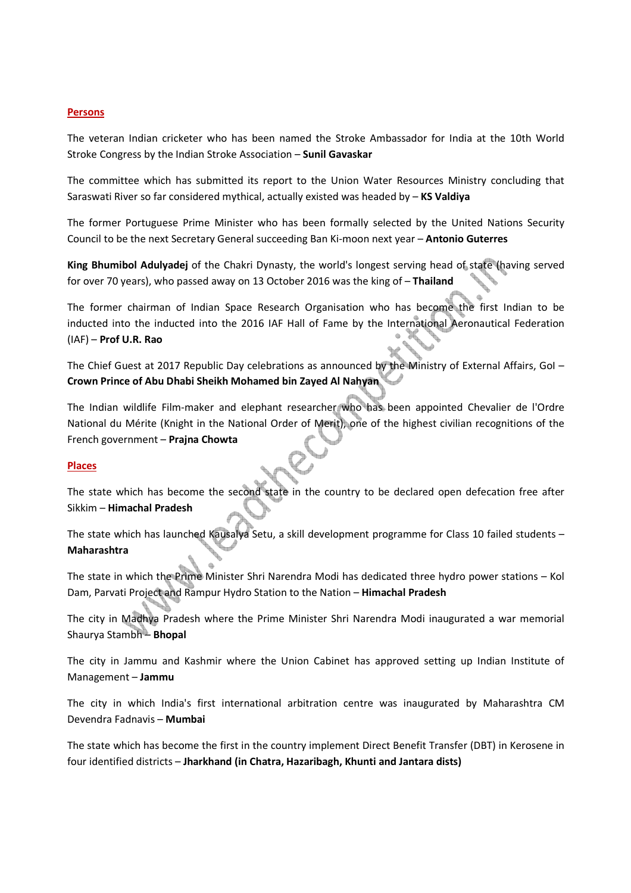**Persons**

The veteran Indian cricketer who has been named the Stroke Ambassador for India at the 10th World Stroke Congress by the Indian Stroke Association – **Sunil Gavaskar**

The committee which has submitted its report to the Union Water Resources Ministry concluding that Saraswati River so far considered mythical, actually existed was headed by – **KS Valdiya**

The former Portuguese Prime Minister who has been formally selected by the United Nations Security Council to be the next Secretary General succeeding Ban Ki-moon next year – **Antonio Guterres**

**King Bhumibol Adulyadej** of the Chakri Dynasty, the world's longest serving head of state (having served for over 70 years), who passed away on 13 October 2016 was the king of – **Thailand**

The former chairman of Indian Space Research Organisation who has become the first Indian to be inducted into the inducted into the 2016 IAF Hall of Fame by the International Aeronautical Federation (IAF) – **Prof U.R. Rao**

The Chief Guest at 2017 Republic Day celebrations as announced by the Ministry of External Affairs, GoI – **Crown Prince of Abu Dhabi Sheikh Mohamed bin Zayed Al Nahyan**

The Indian wildlife Film-maker and elephant researcher who has been appointed Chevalier de l'Ordre National du Mérite (Knight in the National Order of Merit), one of the highest civilian recognitions of the French government – **Prajna Chowta**

**Places**

The state which has become the second state in the country to be declared open defecation free after Sikkim – **Himachal Pradesh**

The state which has launched Kausalya Setu, a skill development programme for Class 10 failed students – **Maharashtra**

The state in which the Prime Minister Shri Narendra Modi has dedicated three hydro power stations – Kol Dam, Parvati Project and Rampur Hydro Station to the Nation – **Himachal Pradesh**

The city in Madhya Pradesh where the Prime Minister Shri Narendra Modi inaugurated a war memorial Shaurya Stambh – **Bhopal**

The city in Jammu and Kashmir where the Union Cabinet has approved setting up Indian Institute of Management – **Jammu**

The city in which India's first international arbitration centre was inaugurated by Maharashtra CM Devendra Fadnavis – **Mumbai**

The state which has become the first in the country implement Direct Benefit Transfer (DBT) in Kerosene in four identified districts – **Jharkhand (in Chatra, Hazaribagh, Khunti and Jantara dists)**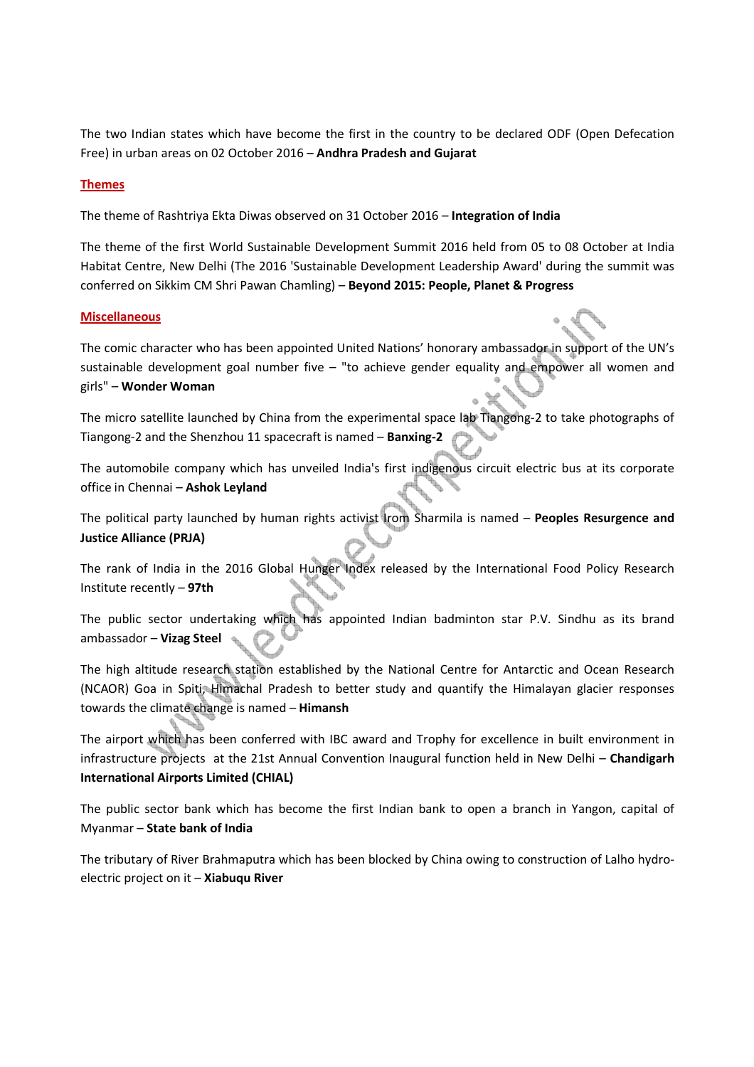The two Indian states which have become the first in the country to be declared ODF (Open Defecation Free) in urban areas on 02 October 2016 – **Andhra Pradesh and Gujarat**

## Themes

The theme of Rashtriya Ekta Diwas observed on 31 October 2016 – **Integration of India**

The theme of the first World Sustainable Development Summit 2016 held from 05 to 08 October at India Habitat Centre, New Delhi (The 2016 'Sustainable Development Leadership Award' during the summit was conferred on Sikkim CM Shri Pawan Chamling) – **Beyond 2015: People, Planet & Progress**

## Miscellaneous

The comic character who has been appointed United Nations' honorary ambassador in support of the UN's sustainable development goal number five – "to achieve gender equality and empower all women and girls" – **Wonder Woman**

The micro satellite launched by China from the experimental space lab Tiangong-2 to take photographs of Tiangong-2 and the Shenzhou 11 spacecraft is named – **Banxing-2**

The automobile company which has unveiled India's first indigenous circuit electric bus at its corporate office in Chennai – **Ashok Leyland**

The political party launched by human rights activist Irom Sharmila is named – **Peoples Resurgence and Justice Alliance (PRJA)**

The rank of India in the 2016 Global Hunger Index released by the International Food Policy Research Institute recently – **97th**

The public sector undertaking which has appointed Indian badminton star P.V. Sindhu as its brand ambassador – **Vizag Steel**

The high altitude research station established by the National Centre for Antarctic and Ocean Research (NCAOR) Goa in Spiti, Himachal Pradesh to better study and quantify the Himalayan glacier responses towards the climate change is named – **Himansh**

The airport which has been conferred with IBC award and Trophy for excellence in built environment in infrastructure projects at the 21st Annual Convention Inaugural function held in New Delhi – **Chandigarh International Airports Limited (CHIAL)**

The public sector bank which has become the first Indian bank to open a branch in Yangon, capital of Myanmar – **State bank of India**

The tributary of River Brahmaputra which has been blocked by China owing to construction of Lalho hydro-electric project on it – **Xiabuqu River**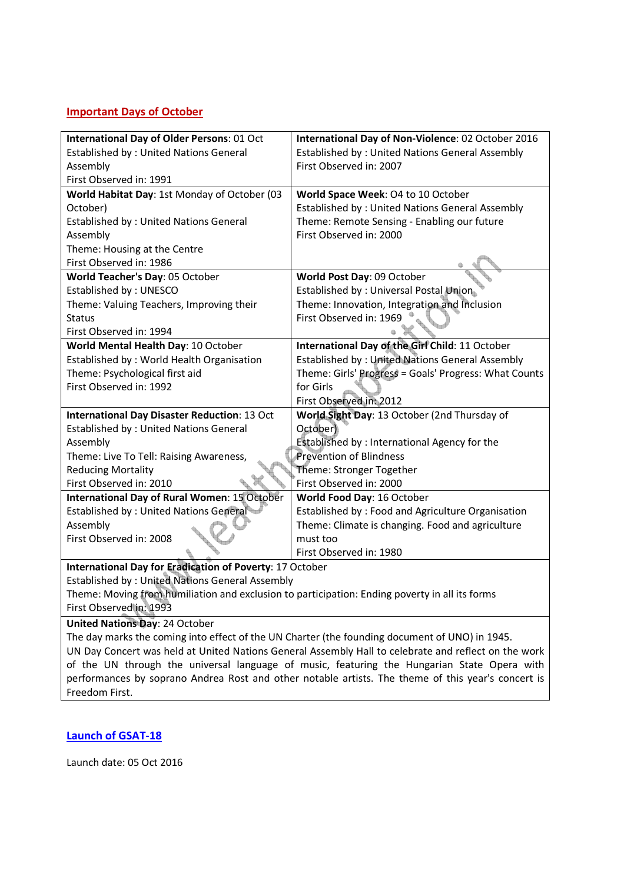## Important Days of October

| | |
|---|---|
| **International Day of Older Persons**: 01 Oct<br>Established by : United Nations General Assembly<br>First Observed in: 1991 | **International Day of Non-Violence**: 02 October 2016<br>Established by : United Nations General Assembly<br>First Observed in: 2007 |
| **World Habitat Day**: 1st Monday of October (03 October)<br>Established by : United Nations General Assembly<br>Theme: Housing at the Centre<br>First Observed in: 1986 | **World Space Week**: O4 to 10 October<br>Established by : United Nations General Assembly<br>Theme: Remote Sensing - Enabling our future<br>First Observed in: 2000 |
| **World Teacher's Day**: 05 October<br>Established by : UNESCO<br>Theme: Valuing Teachers, Improving their Status<br>First Observed in: 1994 | **World Post Day**: 09 October<br>Established by : Universal Postal Union<br>Theme: Innovation, Integration and Inclusion<br>First Observed in: 1969 |
| **World Mental Health Day**: 10 October<br>Established by : World Health Organisation<br>Theme: Psychological first aid<br>First Observed in: 1992 | **International Day of the Girl Child**: 11 October<br>Established by : United Nations General Assembly<br>Theme: Girls' Progress = Goals' Progress: What Counts for Girls<br>First Observed in: 2012 |
| **International Day Disaster Reduction**: 13 Oct<br>Established by : United Nations General Assembly<br>Theme: Live To Tell: Raising Awareness, Reducing Mortality<br>First Observed in: 2010 | **World Sight Day**: 13 October (2nd Thursday of October)<br>Established by : International Agency for the Prevention of Blindness<br>Theme: Stronger Together<br>First Observed in: 2000 |
| **International Day of Rural Women**: 15 October<br>Established by : United Nations General Assembly<br>First Observed in: 2008 | **World Food Day**: 16 October<br>Established by : Food and Agriculture Organisation<br>Theme: Climate is changing. Food and agriculture must too<br>First Observed in: 1980 |
| **International Day for Eradication of Poverty**: 17 October<br>Established by : United Nations General Assembly<br>Theme: Moving from humiliation and exclusion to participation: Ending poverty in all its forms<br>First Observed in: 1993 | |
| **United Nations Day**: 24 October<br>The day marks the coming into effect of the UN Charter (the founding document of UNO) in 1945.<br>UN Day Concert was held at United Nations General Assembly Hall to celebrate and reflect on the work of the UN through the universal language of music, featuring the Hungarian State Opera with performances by soprano Andrea Rost and other notable artists. The theme of this year's concert is Freedom First. | |

## Launch of GSAT-18

Launch date: 05 Oct 2016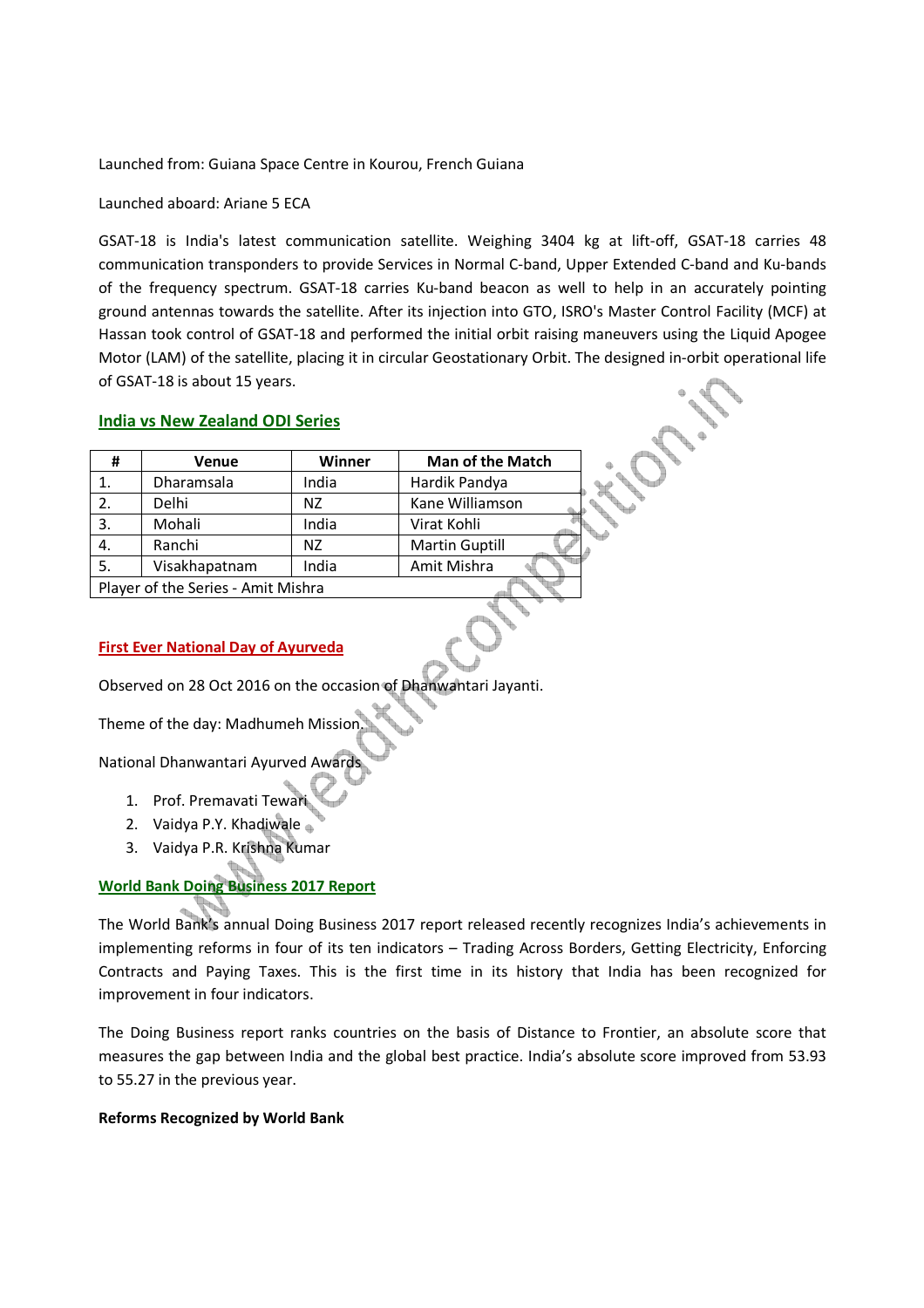Launched from: Guiana Space Centre in Kourou, French Guiana

Launched aboard: Ariane 5 ECA

GSAT-18 is India's latest communication satellite. Weighing 3404 kg at lift-off, GSAT-18 carries 48 communication transponders to provide Services in Normal C-band, Upper Extended C-band and Ku-bands of the frequency spectrum. GSAT-18 carries Ku-band beacon as well to help in an accurately pointing ground antennas towards the satellite. After its injection into GTO, ISRO's Master Control Facility (MCF) at Hassan took control of GSAT-18 and performed the initial orbit raising maneuvers using the Liquid Apogee Motor (LAM) of the satellite, placing it in circular Geostationary Orbit. The designed in-orbit operational life of GSAT-18 is about 15 years.

## India vs New Zealand ODI Series

| # | Venue | Winner | Man of the Match |
|---|---|---|---|
| 1. | Dharamsala | India | Hardik Pandya |
| 2. | Delhi | NZ | Kane Williamson |
| 3. | Mohali | India | Virat Kohli |
| 4. | Ranchi | NZ | Martin Guptill |
| 5. | Visakhapatnam | India | Amit Mishra |
| Player of the Series - Amit Mishra | | | |

## First Ever National Day of Ayurveda

Observed on 28 Oct 2016 on the occasion of Dhanwantari Jayanti.

Theme of the day: Madhumeh Mission.

National Dhanwantari Ayurved Awards

1. Prof. Premavati Tewari
2. Vaidya P.Y. Khadiwale
3. Vaidya P.R. Krishna Kumar

## World Bank Doing Business 2017 Report

The World Bank's annual Doing Business 2017 report released recently recognizes India's achievements in implementing reforms in four of its ten indicators – Trading Across Borders, Getting Electricity, Enforcing Contracts and Paying Taxes. This is the first time in its history that India has been recognized for improvement in four indicators.

The Doing Business report ranks countries on the basis of Distance to Frontier, an absolute score that measures the gap between India and the global best practice. India's absolute score improved from 53.93 to 55.27 in the previous year.

**Reforms Recognized by World Bank**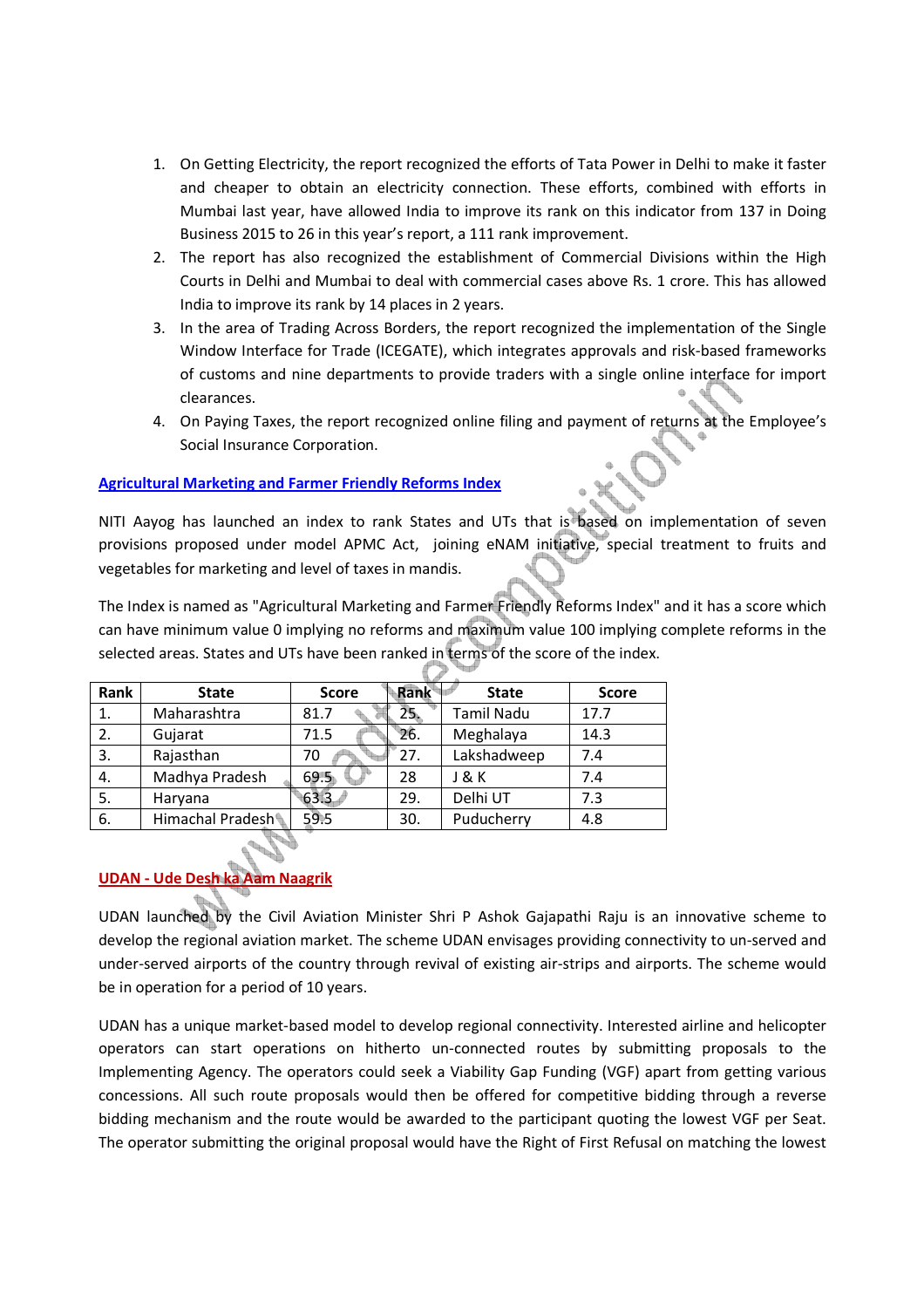1. On Getting Electricity, the report recognized the efforts of Tata Power in Delhi to make it faster and cheaper to obtain an electricity connection. These efforts, combined with efforts in Mumbai last year, have allowed India to improve its rank on this indicator from 137 in Doing Business 2015 to 26 in this year's report, a 111 rank improvement.
2. The report has also recognized the establishment of Commercial Divisions within the High Courts in Delhi and Mumbai to deal with commercial cases above Rs. 1 crore. This has allowed India to improve its rank by 14 places in 2 years.
3. In the area of Trading Across Borders, the report recognized the implementation of the Single Window Interface for Trade (ICEGATE), which integrates approvals and risk-based frameworks of customs and nine departments to provide traders with a single online interface for import clearances.
4. On Paying Taxes, the report recognized online filing and payment of returns at the Employee's Social Insurance Corporation.

## Agricultural Marketing and Farmer Friendly Reforms Index

NITI Aayog has launched an index to rank States and UTs that is based on implementation of seven provisions proposed under model APMC Act, joining eNAM initiative, special treatment to fruits and vegetables for marketing and level of taxes in mandis.

The Index is named as "Agricultural Marketing and Farmer Friendly Reforms Index" and it has a score which can have minimum value 0 implying no reforms and maximum value 100 implying complete reforms in the selected areas. States and UTs have been ranked in terms of the score of the index.

| Rank | State | Score | Rank | State | Score |
|---|---|---|---|---|---|
| 1. | Maharashtra | 81.7 | 25. | Tamil Nadu | 17.7 |
| 2. | Gujarat | 71.5 | 26. | Meghalaya | 14.3 |
| 3. | Rajasthan | 70 | 27. | Lakshadweep | 7.4 |
| 4. | Madhya Pradesh | 69.5 | 28 | J & K | 7.4 |
| 5. | Haryana | 63.3 | 29. | Delhi UT | 7.3 |
| 6. | Himachal Pradesh | 59.5 | 30. | Puducherry | 4.8 |

## UDAN - Ude Desh ka Aam Naagrik

UDAN launched by the Civil Aviation Minister Shri P Ashok Gajapathi Raju is an innovative scheme to develop the regional aviation market. The scheme UDAN envisages providing connectivity to un-served and under-served airports of the country through revival of existing air-strips and airports. The scheme would be in operation for a period of 10 years.

UDAN has a unique market-based model to develop regional connectivity. Interested airline and helicopter operators can start operations on hitherto un-connected routes by submitting proposals to the Implementing Agency. The operators could seek a Viability Gap Funding (VGF) apart from getting various concessions. All such route proposals would then be offered for competitive bidding through a reverse bidding mechanism and the route would be awarded to the participant quoting the lowest VGF per Seat. The operator submitting the original proposal would have the Right of First Refusal on matching the lowest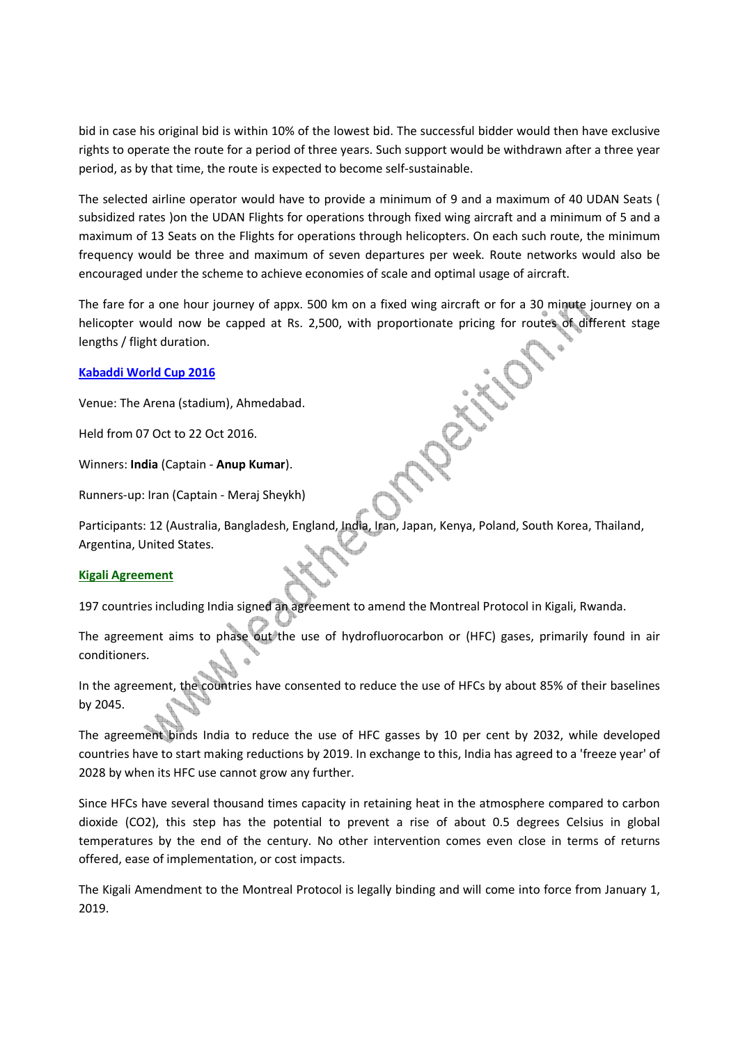bid in case his original bid is within 10% of the lowest bid. The successful bidder would then have exclusive rights to operate the route for a period of three years. Such support would be withdrawn after a three year period, as by that time, the route is expected to become self-sustainable.

The selected airline operator would have to provide a minimum of 9 and a maximum of 40 UDAN Seats ( subsidized rates )on the UDAN Flights for operations through fixed wing aircraft and a minimum of 5 and a maximum of 13 Seats on the Flights for operations through helicopters. On each such route, the minimum frequency would be three and maximum of seven departures per week. Route networks would also be encouraged under the scheme to achieve economies of scale and optimal usage of aircraft.

The fare for a one hour journey of appx. 500 km on a fixed wing aircraft or for a 30 minute journey on a helicopter would now be capped at Rs. 2,500, with proportionate pricing for routes of different stage lengths / flight duration.

## Kabaddi World Cup 2016

Venue: The Arena (stadium), Ahmedabad.

Held from 07 Oct to 22 Oct 2016.

Winners: **India** (Captain - **Anup Kumar**).

Runners-up: Iran (Captain - Meraj Sheykh)

Participants: 12 (Australia, Bangladesh, England, India, Iran, Japan, Kenya, Poland, South Korea, Thailand, Argentina, United States.

## Kigali Agreement

197 countries including India signed an agreement to amend the Montreal Protocol in Kigali, Rwanda.

The agreement aims to phase out the use of hydrofluorocarbon or (HFC) gases, primarily found in air conditioners.

In the agreement, the countries have consented to reduce the use of HFCs by about 85% of their baselines by 2045.

The agreement binds India to reduce the use of HFC gasses by 10 per cent by 2032, while developed countries have to start making reductions by 2019. In exchange to this, India has agreed to a 'freeze year' of 2028 by when its HFC use cannot grow any further.

Since HFCs have several thousand times capacity in retaining heat in the atmosphere compared to carbon dioxide ($CO_2$), this step has the potential to prevent a rise of about 0.5 degrees Celsius in global temperatures by the end of the century. No other intervention comes even close in terms of returns offered, ease of implementation, or cost impacts.

The Kigali Amendment to the Montreal Protocol is legally binding and will come into force from January 1, 2019.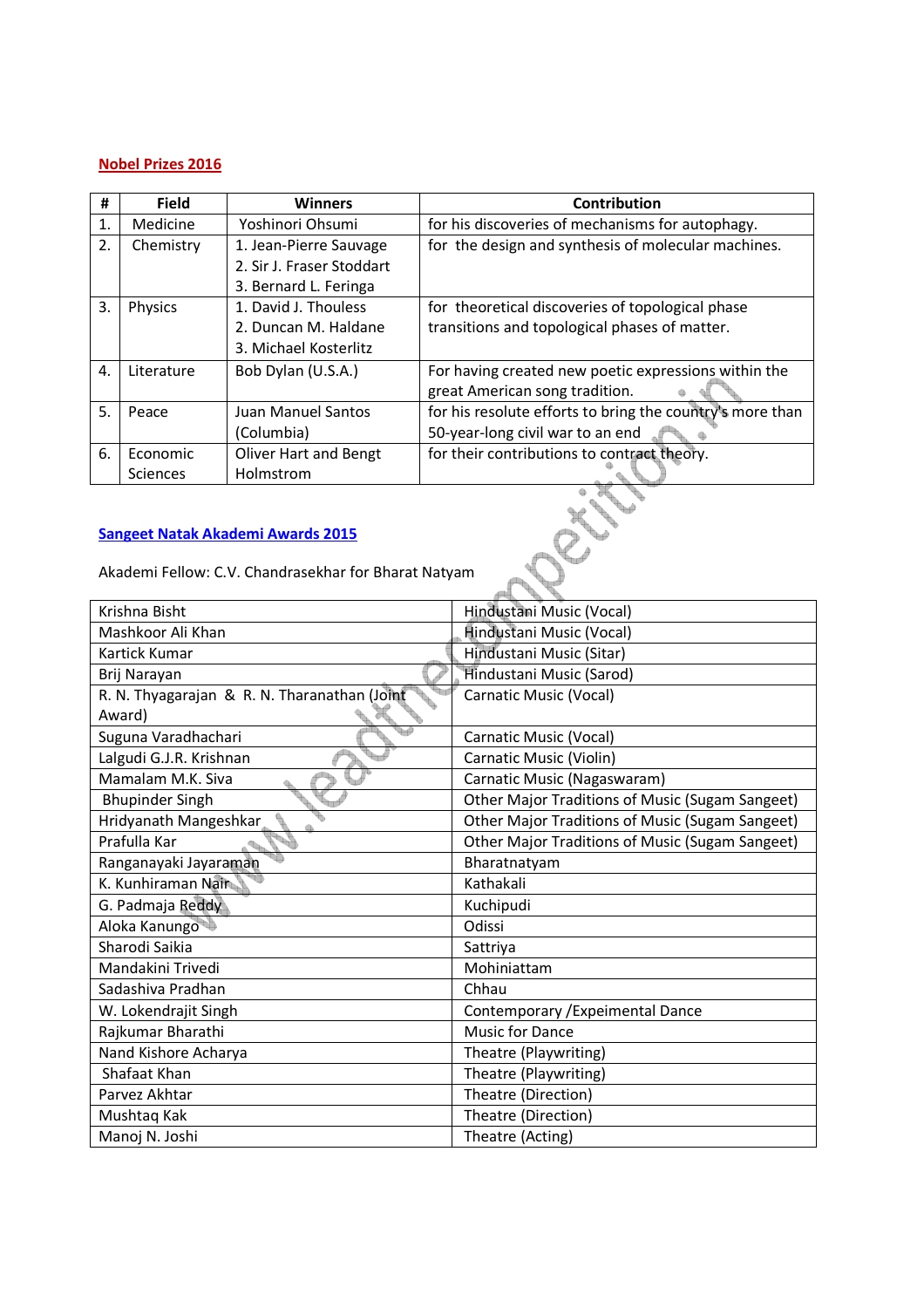## Nobel Prizes 2016

| # | Field | Winners | Contribution |
|---|---|---|---|
| 1. | Medicine | Yoshinori Ohsumi | for his discoveries of mechanisms for autophagy. |
| 2. | Chemistry | 1. Jean-Pierre Sauvage<br>2. Sir J. Fraser Stoddart<br>3. Bernard L. Feringa | for the design and synthesis of molecular machines. |
| 3. | Physics | 1. David J. Thouless<br>2. Duncan M. Haldane<br>3. Michael Kosterlitz | for theoretical discoveries of topological phase transitions and topological phases of matter. |
| 4. | Literature | Bob Dylan (U.S.A.) | For having created new poetic expressions within the great American song tradition. |
| 5. | Peace | Juan Manuel Santos (Columbia) | for his resolute efforts to bring the country's more than 50-year-long civil war to an end |
| 6. | Economic Sciences | Oliver Hart and Bengt Holmstrom | for their contributions to contract theory. |

## Sangeet Natak Akademi Awards 2015

Akademi Fellow: C.V. Chandrasekhar for Bharat Natyam

| | |
|---|---|
| Krishna Bisht | Hindustani Music (Vocal) |
| Mashkoor Ali Khan | Hindustani Music (Vocal) |
| Kartick Kumar | Hindustani Music (Sitar) |
| Brij Narayan | Hindustani Music (Sarod) |
| R. N. Thyagarajan & R. N. Tharanathan (Joint Award) | Carnatic Music (Vocal) |
| Suguna Varadhachari | Carnatic Music (Vocal) |
| Lalgudi G.J.R. Krishnan | Carnatic Music (Violin) |
| Mamalam M.K. Siva | Carnatic Music (Nagaswaram) |
| Bhupinder Singh | Other Major Traditions of Music (Sugam Sangeet) |
| Hridyanath Mangeshkar | Other Major Traditions of Music (Sugam Sangeet) |
| Prafulla Kar | Other Major Traditions of Music (Sugam Sangeet) |
| Ranganayaki Jayaraman | Bharatnatyam |
| K. Kunhiraman Nair | Kathakali |
| G. Padmaja Reddy | Kuchipudi |
| Aloka Kanungo | Odissi |
| Sharodi Saikia | Sattriya |
| Mandakini Trivedi | Mohiniattam |
| Sadashiva Pradhan | Chhau |
| W. Lokendrajit Singh | Contemporary /Expeimental Dance |
| Rajkumar Bharathi | Music for Dance |
| Nand Kishore Acharya | Theatre (Playwriting) |
| Shafaat Khan | Theatre (Playwriting) |
| Parvez Akhtar | Theatre (Direction) |
| Mushtaq Kak | Theatre (Direction) |
| Manoj N. Joshi | Theatre (Acting) |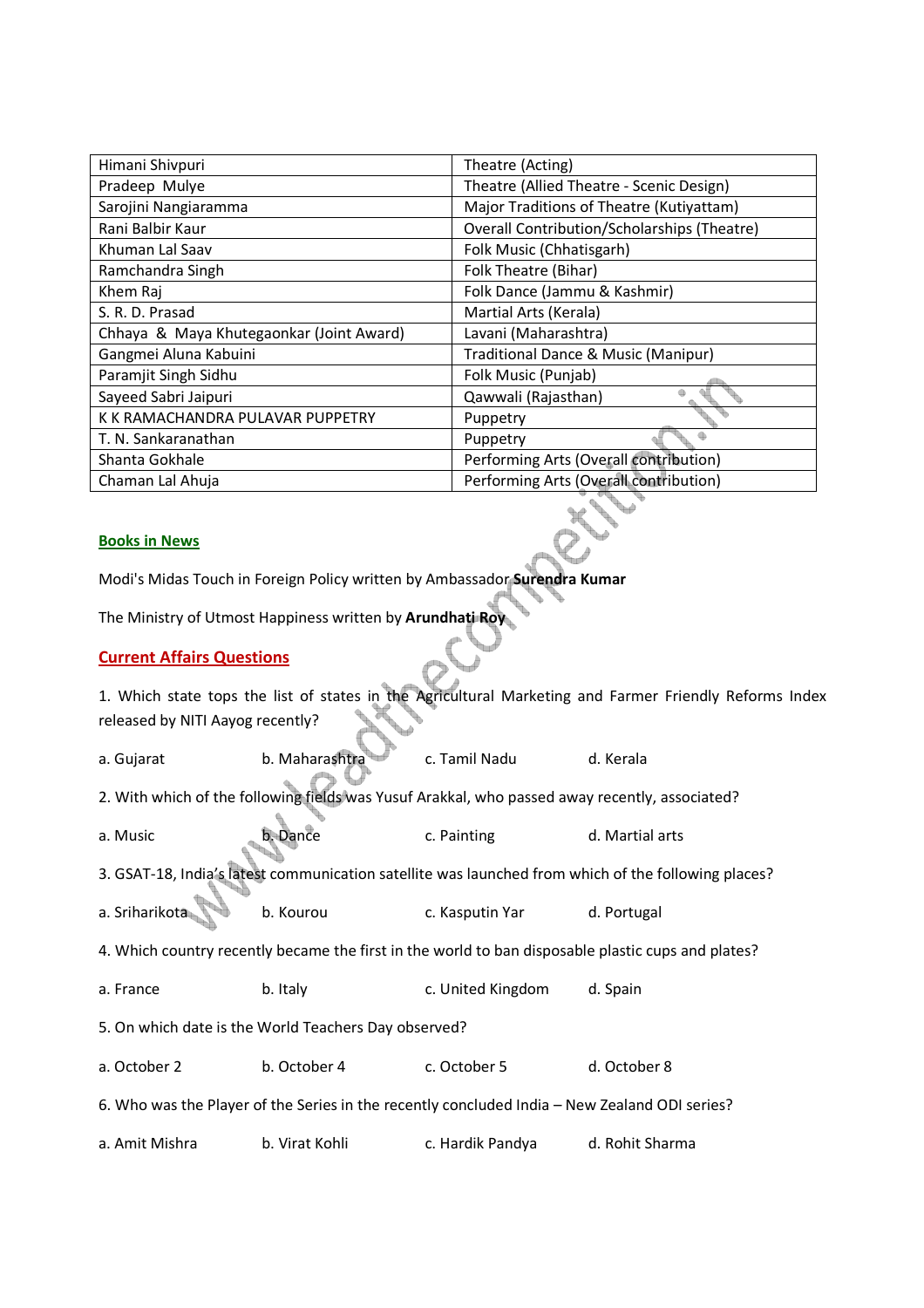| Himani Shivpuri | Theatre (Acting) |
|---|---|
| Pradeep Mulye | Theatre (Allied Theatre - Scenic Design) |
| Sarojini Nangiaramma | Major Traditions of Theatre (Kutiyattam) |
| Rani Balbir Kaur | Overall Contribution/Scholarships (Theatre) |
| Khuman Lal Saav | Folk Music (Chhatisgarh) |
| Ramchandra Singh | Folk Theatre (Bihar) |
| Khem Raj | Folk Dance (Jammu & Kashmir) |
| S. R. D. Prasad | Martial Arts (Kerala) |
| Chhaya & Maya Khutegaonkar (Joint Award) | Lavani (Maharashtra) |
| Gangmei Aluna Kabuini | Traditional Dance & Music (Manipur) |
| Paramjit Singh Sidhu | Folk Music (Punjab) |
| Sayeed Sabri Jaipuri | Qawwali (Rajasthan) |
| K K RAMACHANDRA PULAVAR PUPPETRY | Puppetry |
| T. N. Sankaranathan | Puppetry |
| Shanta Gokhale | Performing Arts (Overall contribution) |
| Chaman Lal Ahuja | Performing Arts (Overall contribution) |

## Books in News

Modi's Midas Touch in Foreign Policy written by Ambassador **Surendra Kumar**

The Ministry of Utmost Happiness written by **Arundhati Roy**

## Current Affairs Questions

1. Which state tops the list of states in the Agricultural Marketing and Farmer Friendly Reforms Index released by NITI Aayog recently?

a. Gujarat b. Maharashtra c. Tamil Nadu d. Kerala

2. With which of the following fields was Yusuf Arakkal, who passed away recently, associated?

a. Music b. Dance c. Painting d. Martial arts

3. GSAT-18, India's latest communication satellite was launched from which of the following places?

a. Sriharikota b. Kourou c. Kasputin Yar d. Portugal

4. Which country recently became the first in the world to ban disposable plastic cups and plates?

a. France b. Italy c. United Kingdom d. Spain

5. On which date is the World Teachers Day observed?

a. October 2 b. October 4 c. October 5 d. October 8

6. Who was the Player of the Series in the recently concluded India – New Zealand ODI series?

a. Amit Mishra b. Virat Kohli c. Hardik Pandya d. Rohit Sharma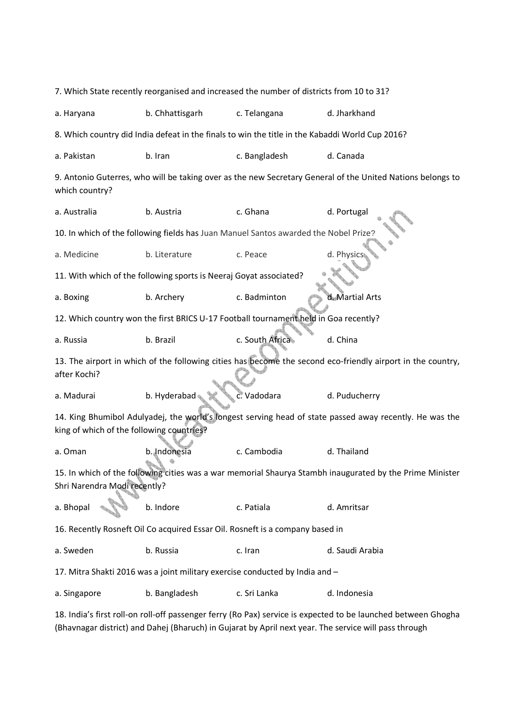7. Which State recently reorganised and increased the number of districts from 10 to 31?

a. Haryana b. Chhattisgarh c. Telangana d. Jharkhand

8. Which country did India defeat in the finals to win the title in the Kabaddi World Cup 2016?

a. Pakistan b. Iran c. Bangladesh d. Canada

9. Antonio Guterres, who will be taking over as the new Secretary General of the United Nations belongs to which country?

a. Australia b. Austria c. Ghana d. Portugal

10. In which of the following fields has Juan Manuel Santos awarded the Nobel Prize?

a. Medicine b. Literature c. Peace d. Physics

11. With which of the following sports is Neeraj Goyat associated?

a. Boxing b. Archery c. Badminton d. Martial Arts

12. Which country won the first BRICS U-17 Football tournament held in Goa recently?

a. Russia b. Brazil c. South Africa d. China

13. The airport in which of the following cities has become the second eco-friendly airport in the country, after Kochi?

a. Madurai b. Hyderabad c. Vadodara d. Puducherry

14. King Bhumibol Adulyadej, the world's longest serving head of state passed away recently. He was the king of which of the following countries?

a. Oman b. Indonesia c. Cambodia d. Thailand

15. In which of the following cities was a war memorial Shaurya Stambh inaugurated by the Prime Minister Shri Narendra Modi recently?

a. Bhopal b. Indore c. Patiala d. Amritsar

16. Recently Rosneft Oil Co acquired Essar Oil. Rosneft is a company based in

a. Sweden b. Russia c. Iran d. Saudi Arabia

17. Mitra Shakti 2016 was a joint military exercise conducted by India and –

a. Singapore b. Bangladesh c. Sri Lanka d. Indonesia

18. India's first roll-on roll-off passenger ferry (Ro Pax) service is expected to be launched between Ghogha (Bhavnagar district) and Dahej (Bharuch) in Gujarat by April next year. The service will pass through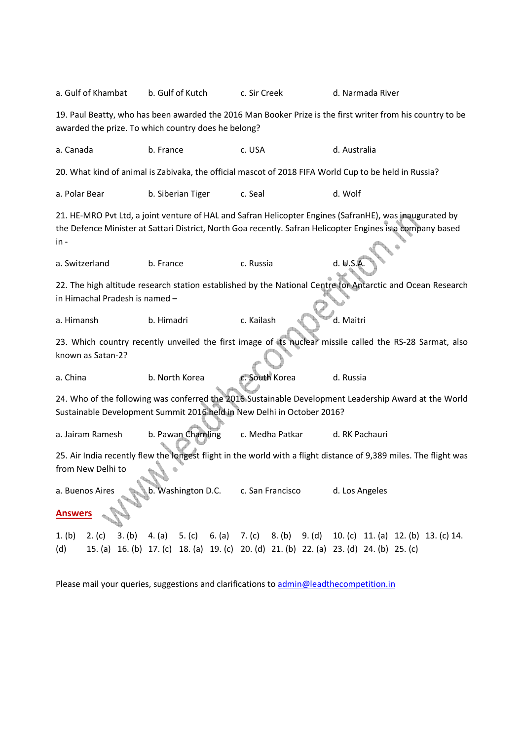a. Gulf of Khambat b. Gulf of Kutch c. Sir Creek d. Narmada River

19. Paul Beatty, who has been awarded the 2016 Man Booker Prize is the first writer from his country to be awarded the prize. To which country does he belong?

a. Canada b. France c. USA d. Australia

20. What kind of animal is Zabivaka, the official mascot of 2018 FIFA World Cup to be held in Russia?

a. Polar Bear b. Siberian Tiger c. Seal d. Wolf

21. HE-MRO Pvt Ltd, a joint venture of HAL and Safran Helicopter Engines (SafranHE), was inaugurated by the Defence Minister at Sattari District, North Goa recently. Safran Helicopter Engines is a company based in -

a. Switzerland b. France c. Russia d. U.S.A.

22. The high altitude research station established by the National Centre for Antarctic and Ocean Research in Himachal Pradesh is named –

a. Himansh b. Himadri c. Kailash d. Maitri

23. Which country recently unveiled the first image of its nuclear missile called the RS-28 Sarmat, also known as Satan-2?

a. China b. North Korea c. South Korea d. Russia

24. Who of the following was conferred the 2016 Sustainable Development Leadership Award at the World Sustainable Development Summit 2016 held in New Delhi in October 2016?

a. Jairam Ramesh b. Pawan Chamling c. Medha Patkar d. RK Pachauri

25. Air India recently flew the longest flight in the world with a flight distance of 9,389 miles. The flight was from New Delhi to

a. Buenos Aires b. Washington D.C. c. San Francisco d. Los Angeles

## Answers

1. (b) 2. (c) 3. (b) 4. (a) 5. (c) 6. (a) 7. (c) 8. (b) 9. (d) 10. (c) 11. (a) 12. (b) 13. (c) 14. (d) 15. (a) 16. (b) 17. (c) 18. (a) 19. (c) 20. (d) 21. (b) 22. (a) 23. (d) 24. (b) 25. (c)

Please mail your queries, suggestions and clarifications to admin@leadthecompetition.in